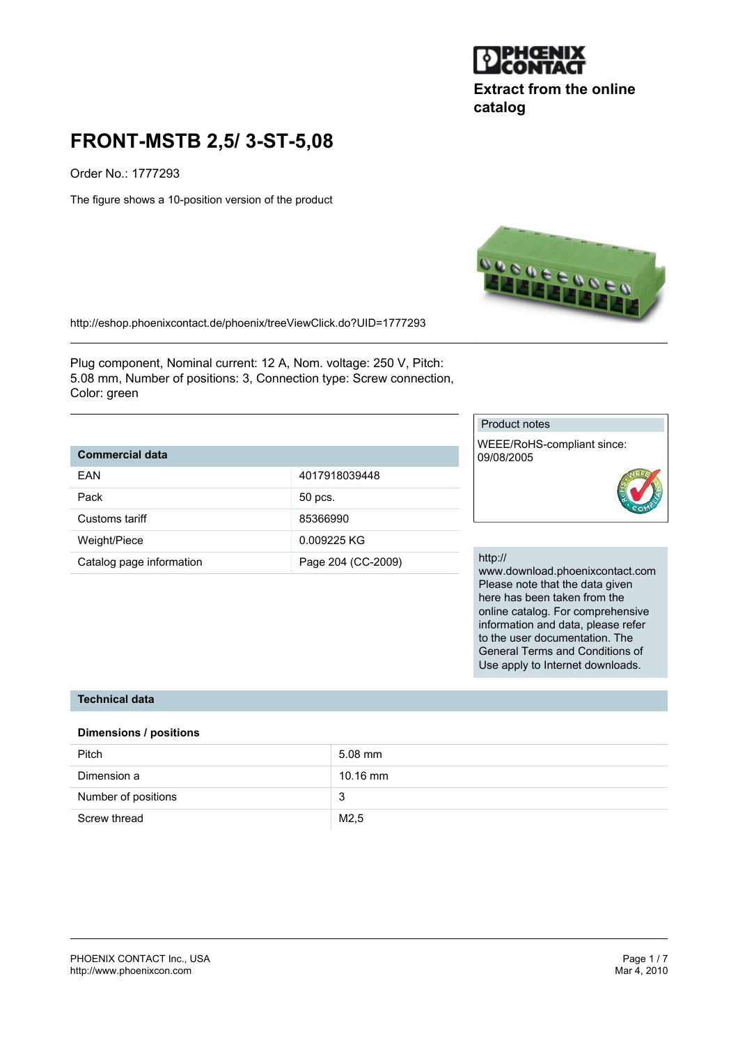Extract from the online catalog

# FRONT-MSTB 2,5/ 3-ST-5,08

Order No.: 1777293

The figure shows a 10-position version of the product

http://eshop.phoenixcontact.de/phoenix/treeViewClick.do?UID=1777293

Plug component, Nominal current: 12 A, Nom. voltage: 250 V, Pitch: 5.08 mm, Number of positions: 3, Connection type: Screw connection, Color: green

| Commercial data | |
|---|---|
| EAN | 4017918039448 |
| Pack | 50 pcs. |
| Customs tariff | 85366990 |
| Weight/Piece | 0.009225 KG |
| Catalog page information | Page 204 (CC-2009) |

Product notes

WEEE/RoHS-compliant since: 09/08/2005

http://www.download.phoenixcontact.com
Please note that the data given here has been taken from the online catalog. For comprehensive information and data, please refer to the user documentation. The General Terms and Conditions of Use apply to Internet downloads.

## Technical data

### Dimensions / positions

| | |
|---|---|
| Pitch | 5.08 mm |
| Dimension a | 10.16 mm |
| Number of positions | 3 |
| Screw thread | M2,5 |

PHOENIX CONTACT Inc., USA
http://www.phoenixcon.com

Mar 4, 2010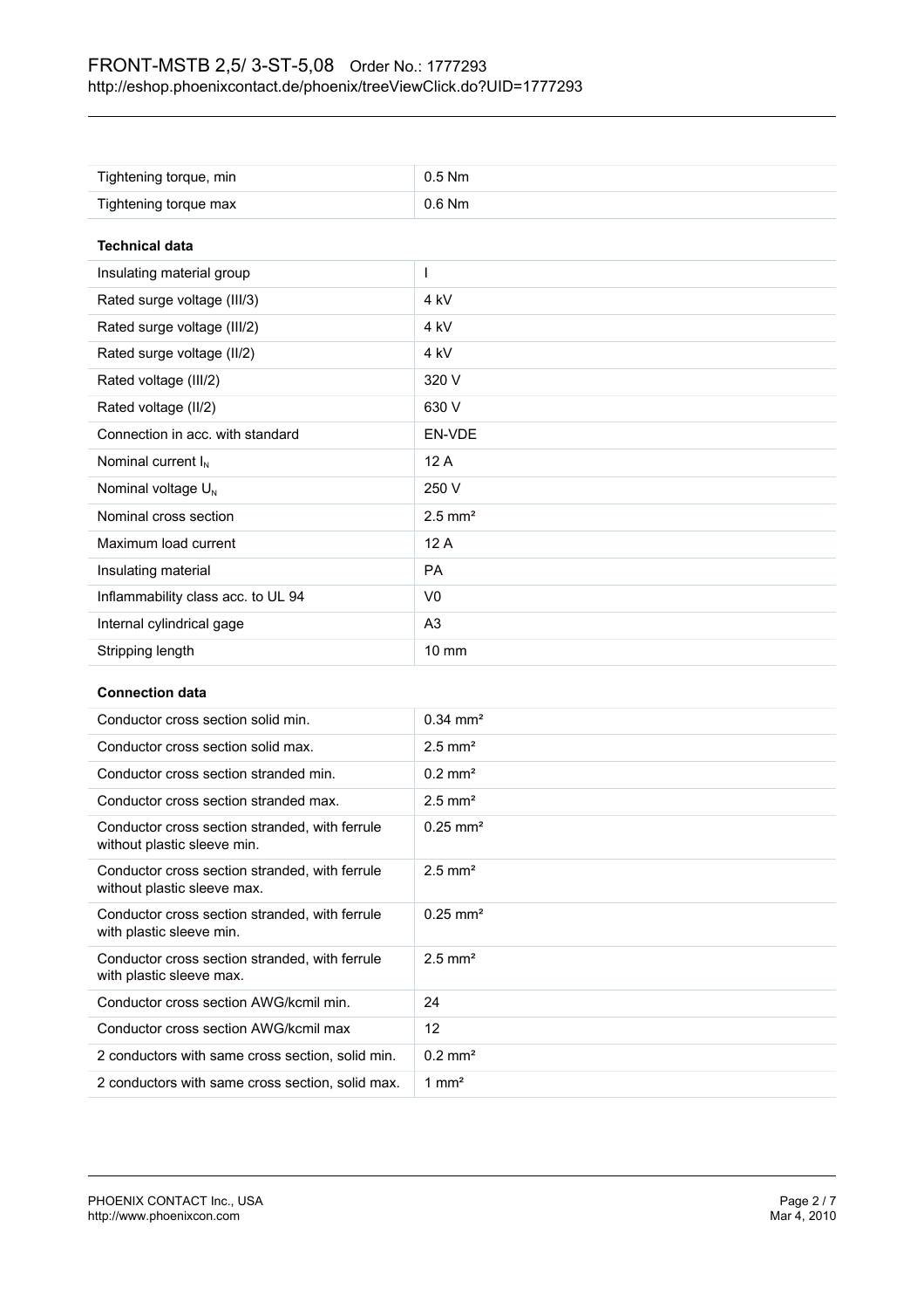| Tightening torque, min | 0.5 Nm |
|---|---|
| Tightening torque max | 0.6 Nm |

**Technical data**

| Insulating material group | I |
|---|---|
| Rated surge voltage (III/3) | 4 kV |
| Rated surge voltage (III/2) | 4 kV |
| Rated surge voltage (II/2) | 4 kV |
| Rated voltage (III/2) | 320 V |
| Rated voltage (II/2) | 630 V |
| Connection in acc. with standard | EN-VDE |
| Nominal current $I_N$ | 12 A |
| Nominal voltage $U_N$ | 250 V |
| Nominal cross section | 2.5 mm² |
| Maximum load current | 12 A |
| Insulating material | PA |
| Inflammability class acc. to UL 94 | V0 |
| Internal cylindrical gage | A3 |
| Stripping length | 10 mm |

**Connection data**

| Conductor cross section solid min. | 0.34 mm² |
|---|---|
| Conductor cross section solid max. | 2.5 mm² |
| Conductor cross section stranded min. | 0.2 mm² |
| Conductor cross section stranded max. | 2.5 mm² |
| Conductor cross section stranded, with ferrule without plastic sleeve min. | 0.25 mm² |
| Conductor cross section stranded, with ferrule without plastic sleeve max. | 2.5 mm² |
| Conductor cross section stranded, with ferrule with plastic sleeve min. | 0.25 mm² |
| Conductor cross section stranded, with ferrule with plastic sleeve max. | 2.5 mm² |
| Conductor cross section AWG/kcmil min. | 24 |
| Conductor cross section AWG/kcmil max | 12 |
| 2 conductors with same cross section, solid min. | 0.2 mm² |
| 2 conductors with same cross section, solid max. | 1 mm² |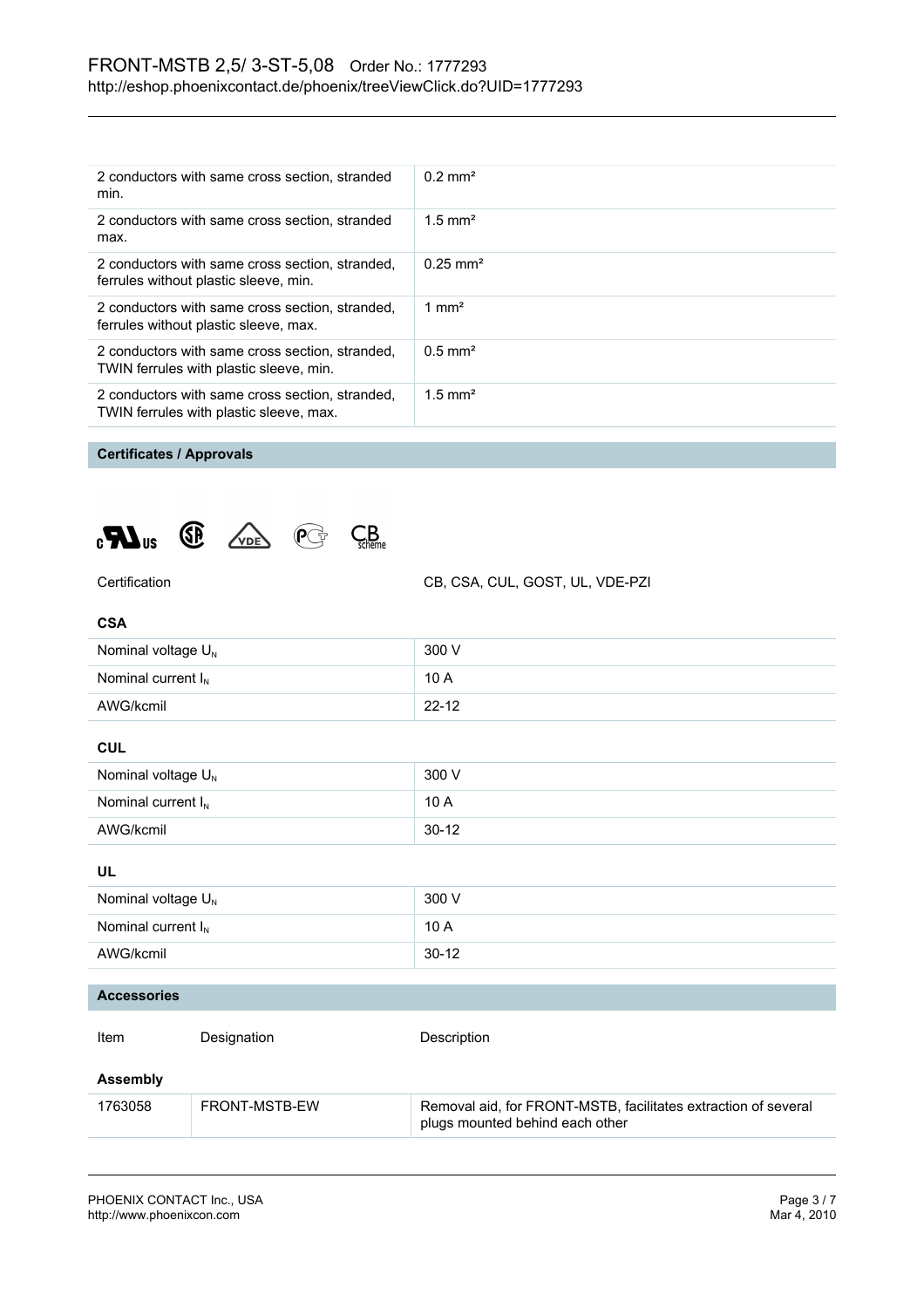| | |
|---|---|
| 2 conductors with same cross section, stranded min. | 0.2 mm² |
| 2 conductors with same cross section, stranded max. | 1.5 mm² |
| 2 conductors with same cross section, stranded, ferrules without plastic sleeve, min. | 0.25 mm² |
| 2 conductors with same cross section, stranded, ferrules without plastic sleeve, max. | 1 mm² |
| 2 conductors with same cross section, stranded, TWIN ferrules with plastic sleeve, min. | 0.5 mm² |
| 2 conductors with same cross section, stranded, TWIN ferrules with plastic sleeve, max. | 1.5 mm² |

## Certificates / Approvals

| | |
|---|---|
| Certification | CB, CSA, CUL, GOST, UL, VDE-PZI |

### CSA

| | |
|---|---|
| Nominal voltage $U_N$ | 300 V |
| Nominal current $I_N$ | 10 A |
| AWG/kcmil | 22-12 |

### CUL

| | |
|---|---|
| Nominal voltage $U_N$ | 300 V |
| Nominal current $I_N$ | 10 A |
| AWG/kcmil | 30-12 |

### UL

| | |
|---|---|
| Nominal voltage $U_N$ | 300 V |
| Nominal current $I_N$ | 10 A |
| AWG/kcmil | 30-12 |

## Accessories

| Item | Designation | Description |
|---|---|---|
| **Assembly** | | |
| 1763058 | FRONT-MSTB-EW | Removal aid, for FRONT-MSTB, facilitates extraction of several plugs mounted behind each other |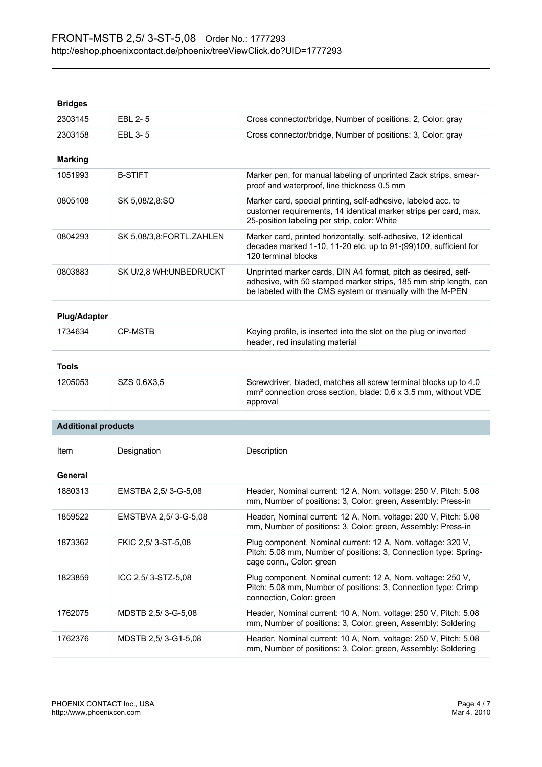### Bridges

| | | |
|---|---|---|
| 2303145 | EBL 2- 5 | Cross connector/bridge, Number of positions: 2, Color: gray |
| 2303158 | EBL 3- 5 | Cross connector/bridge, Number of positions: 3, Color: gray |

### Marking

| | | |
|---|---|---|
| 1051993 | B-STIFT | Marker pen, for manual labeling of unprinted Zack strips, smear-proof and waterproof, line thickness 0.5 mm |
| 0805108 | SK 5,08/2,8:SO | Marker card, special printing, self-adhesive, labeled acc. to customer requirements, 14 identical marker strips per card, max. 25-position labeling per strip, color: White |
| 0804293 | SK 5,08/3,8:FORTL.ZAHLEN | Marker card, printed horizontally, self-adhesive, 12 identical decades marked 1-10, 11-20 etc. up to 91-(99)100, sufficient for 120 terminal blocks |
| 0803883 | SK U/2,8 WH:UNBEDRUCKT | Unprinted marker cards, DIN A4 format, pitch as desired, self-adhesive, with 50 stamped marker strips, 185 mm strip length, can be labeled with the CMS system or manually with the M-PEN |

### Plug/Adapter

| | | |
|---|---|---|
| 1734634 | CP-MSTB | Keying profile, is inserted into the slot on the plug or inverted header, red insulating material |

### Tools

| | | |
|---|---|---|
| 1205053 | SZS 0,6X3,5 | Screwdriver, bladed, matches all screw terminal blocks up to 4.0 mm² connection cross section, blade: 0.6 x 3.5 mm, without VDE approval |

## Additional products

### General

| Item | Designation | Description |
|---|---|---|
| 1880313 | EMSTBA 2,5/ 3-G-5,08 | Header, Nominal current: 12 A, Nom. voltage: 250 V, Pitch: 5.08 mm, Number of positions: 3, Color: green, Assembly: Press-in |
| 1859522 | EMSTBVA 2,5/ 3-G-5,08 | Header, Nominal current: 12 A, Nom. voltage: 200 V, Pitch: 5.08 mm, Number of positions: 3, Color: green, Assembly: Press-in |
| 1873362 | FKIC 2,5/ 3-ST-5,08 | Plug component, Nominal current: 12 A, Nom. voltage: 320 V, Pitch: 5.08 mm, Number of positions: 3, Connection type: Spring-cage conn., Color: green |
| 1823859 | ICC 2,5/ 3-STZ-5,08 | Plug component, Nominal current: 12 A, Nom. voltage: 250 V, Pitch: 5.08 mm, Number of positions: 3, Connection type: Crimp connection, Color: green |
| 1762075 | MDSTB 2,5/ 3-G-5,08 | Header, Nominal current: 10 A, Nom. voltage: 250 V, Pitch: 5.08 mm, Number of positions: 3, Color: green, Assembly: Soldering |
| 1762376 | MDSTB 2,5/ 3-G1-5,08 | Header, Nominal current: 10 A, Nom. voltage: 250 V, Pitch: 5.08 mm, Number of positions: 3, Color: green, Assembly: Soldering |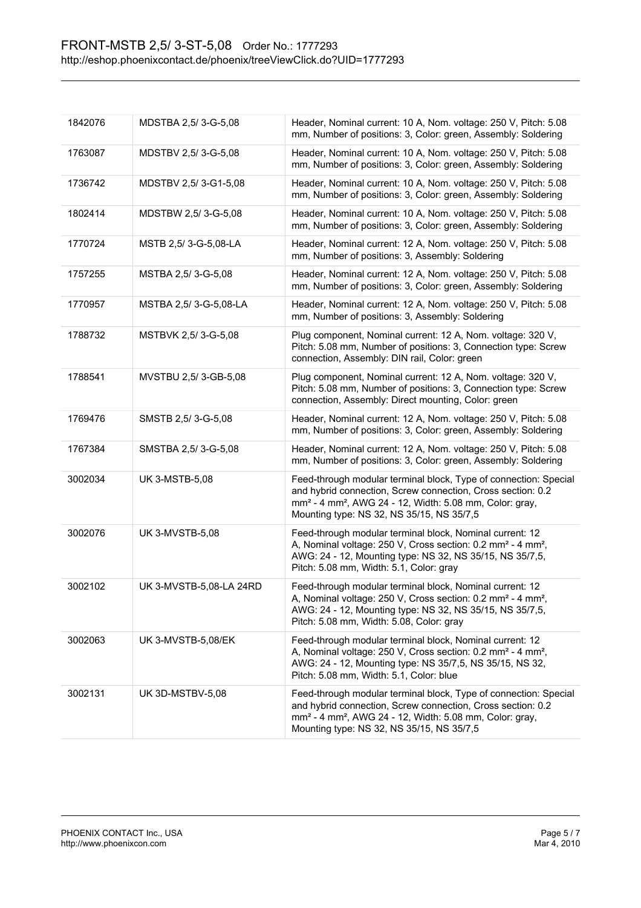| | | |
|---|---|---|
| 1842076 | MDSTBA 2,5/ 3-G-5,08 | Header, Nominal current: 10 A, Nom. voltage: 250 V, Pitch: 5.08 mm, Number of positions: 3, Color: green, Assembly: Soldering |
| 1763087 | MDSTBV 2,5/ 3-G-5,08 | Header, Nominal current: 10 A, Nom. voltage: 250 V, Pitch: 5.08 mm, Number of positions: 3, Color: green, Assembly: Soldering |
| 1736742 | MDSTBV 2,5/ 3-G1-5,08 | Header, Nominal current: 10 A, Nom. voltage: 250 V, Pitch: 5.08 mm, Number of positions: 3, Color: green, Assembly: Soldering |
| 1802414 | MDSTBW 2,5/ 3-G-5,08 | Header, Nominal current: 10 A, Nom. voltage: 250 V, Pitch: 5.08 mm, Number of positions: 3, Color: green, Assembly: Soldering |
| 1770724 | MSTB 2,5/ 3-G-5,08-LA | Header, Nominal current: 12 A, Nom. voltage: 250 V, Pitch: 5.08 mm, Number of positions: 3, Assembly: Soldering |
| 1757255 | MSTBA 2,5/ 3-G-5,08 | Header, Nominal current: 12 A, Nom. voltage: 250 V, Pitch: 5.08 mm, Number of positions: 3, Color: green, Assembly: Soldering |
| 1770957 | MSTBA 2,5/ 3-G-5,08-LA | Header, Nominal current: 12 A, Nom. voltage: 250 V, Pitch: 5.08 mm, Number of positions: 3, Assembly: Soldering |
| 1788732 | MSTBVK 2,5/ 3-G-5,08 | Plug component, Nominal current: 12 A, Nom. voltage: 320 V, Pitch: 5.08 mm, Number of positions: 3, Connection type: Screw connection, Assembly: DIN rail, Color: green |
| 1788541 | MVSTBU 2,5/ 3-GB-5,08 | Plug component, Nominal current: 12 A, Nom. voltage: 320 V, Pitch: 5.08 mm, Number of positions: 3, Connection type: Screw connection, Assembly: Direct mounting, Color: green |
| 1769476 | SMSTB 2,5/ 3-G-5,08 | Header, Nominal current: 12 A, Nom. voltage: 250 V, Pitch: 5.08 mm, Number of positions: 3, Color: green, Assembly: Soldering |
| 1767384 | SMSTBA 2,5/ 3-G-5,08 | Header, Nominal current: 12 A, Nom. voltage: 250 V, Pitch: 5.08 mm, Number of positions: 3, Color: green, Assembly: Soldering |
| 3002034 | UK 3-MSTB-5,08 | Feed-through modular terminal block, Type of connection: Special and hybrid connection, Screw connection, Cross section: 0.2 mm² - 4 mm², AWG 24 - 12, Width: 5.08 mm, Color: gray, Mounting type: NS 32, NS 35/15, NS 35/7,5 |
| 3002076 | UK 3-MVSTB-5,08 | Feed-through modular terminal block, Nominal current: 12 A, Nominal voltage: 250 V, Cross section: 0.2 mm² - 4 mm², AWG: 24 - 12, Mounting type: NS 32, NS 35/15, NS 35/7,5, Pitch: 5.08 mm, Width: 5.1, Color: gray |
| 3002102 | UK 3-MVSTB-5,08-LA 24RD | Feed-through modular terminal block, Nominal current: 12 A, Nominal voltage: 250 V, Cross section: 0.2 mm² - 4 mm², AWG: 24 - 12, Mounting type: NS 32, NS 35/15, NS 35/7,5, Pitch: 5.08 mm, Width: 5.08, Color: gray |
| 3002063 | UK 3-MVSTB-5,08/EK | Feed-through modular terminal block, Nominal current: 12 A, Nominal voltage: 250 V, Cross section: 0.2 mm² - 4 mm², AWG: 24 - 12, Mounting type: NS 35/7,5, NS 35/15, NS 32, Pitch: 5.08 mm, Width: 5.1, Color: blue |
| 3002131 | UK 3D-MSTBV-5,08 | Feed-through modular terminal block, Type of connection: Special and hybrid connection, Screw connection, Cross section: 0.2 mm² - 4 mm², AWG 24 - 12, Width: 5.08 mm, Color: gray, Mounting type: NS 32, NS 35/15, NS 35/7,5 |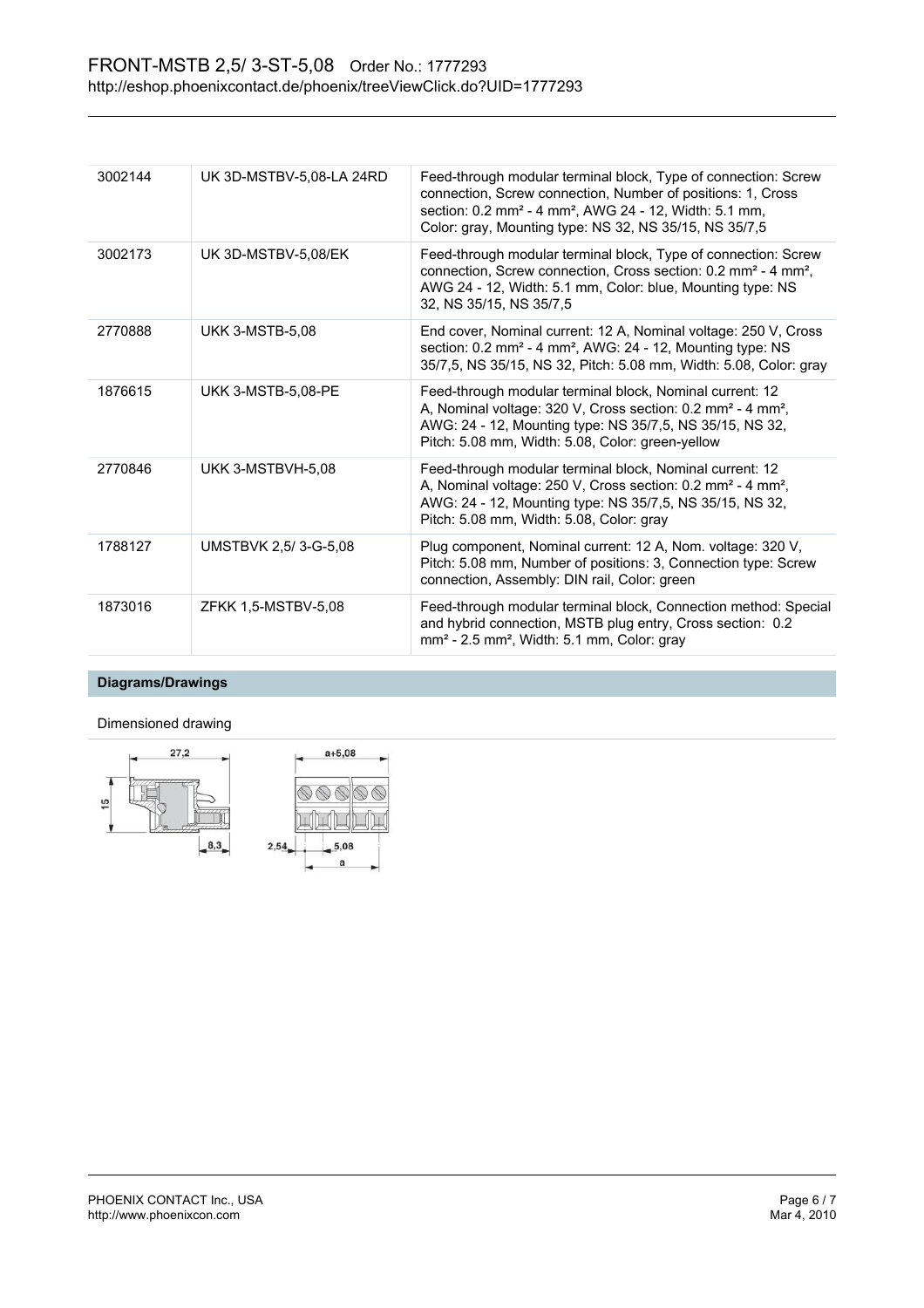| | | |
|---|---|---|
| 3002144 | UK 3D-MSTBV-5,08-LA 24RD | Feed-through modular terminal block, Type of connection: Screw connection, Screw connection, Number of positions: 1, Cross section: 0.2 mm² - 4 mm², AWG 24 - 12, Width: 5.1 mm, Color: gray, Mounting type: NS 32, NS 35/15, NS 35/7,5 |
| 3002173 | UK 3D-MSTBV-5,08/EK | Feed-through modular terminal block, Type of connection: Screw connection, Screw connection, Cross section: 0.2 mm² - 4 mm², AWG 24 - 12, Width: 5.1 mm, Color: blue, Mounting type: NS 32, NS 35/15, NS 35/7,5 |
| 2770888 | UKK 3-MSTB-5,08 | End cover, Nominal current: 12 A, Nominal voltage: 250 V, Cross section: 0.2 mm² - 4 mm², AWG: 24 - 12, Mounting type: NS 35/7,5, NS 35/15, NS 32, Pitch: 5.08 mm, Width: 5.08, Color: gray |
| 1876615 | UKK 3-MSTB-5,08-PE | Feed-through modular terminal block, Nominal current: 12 A, Nominal voltage: 320 V, Cross section: 0.2 mm² - 4 mm², AWG: 24 - 12, Mounting type: NS 35/7,5, NS 35/15, NS 32, Pitch: 5.08 mm, Width: 5.08, Color: green-yellow |
| 2770846 | UKK 3-MSTBVH-5,08 | Feed-through modular terminal block, Nominal current: 12 A, Nominal voltage: 250 V, Cross section: 0.2 mm² - 4 mm², AWG: 24 - 12, Mounting type: NS 35/7,5, NS 35/15, NS 32, Pitch: 5.08 mm, Width: 5.08, Color: gray |
| 1788127 | UMSTBVK 2,5/ 3-G-5,08 | Plug component, Nominal current: 12 A, Nom. voltage: 320 V, Pitch: 5.08 mm, Number of positions: 3, Connection type: Screw connection, Assembly: DIN rail, Color: green |
| 1873016 | ZFKK 1,5-MSTBV-5,08 | Feed-through modular terminal block, Connection method: Special and hybrid connection, MSTB plug entry, Cross section: 0.2 mm² - 2.5 mm², Width: 5.1 mm, Color: gray |

## Diagrams/Drawings

Dimensioned drawing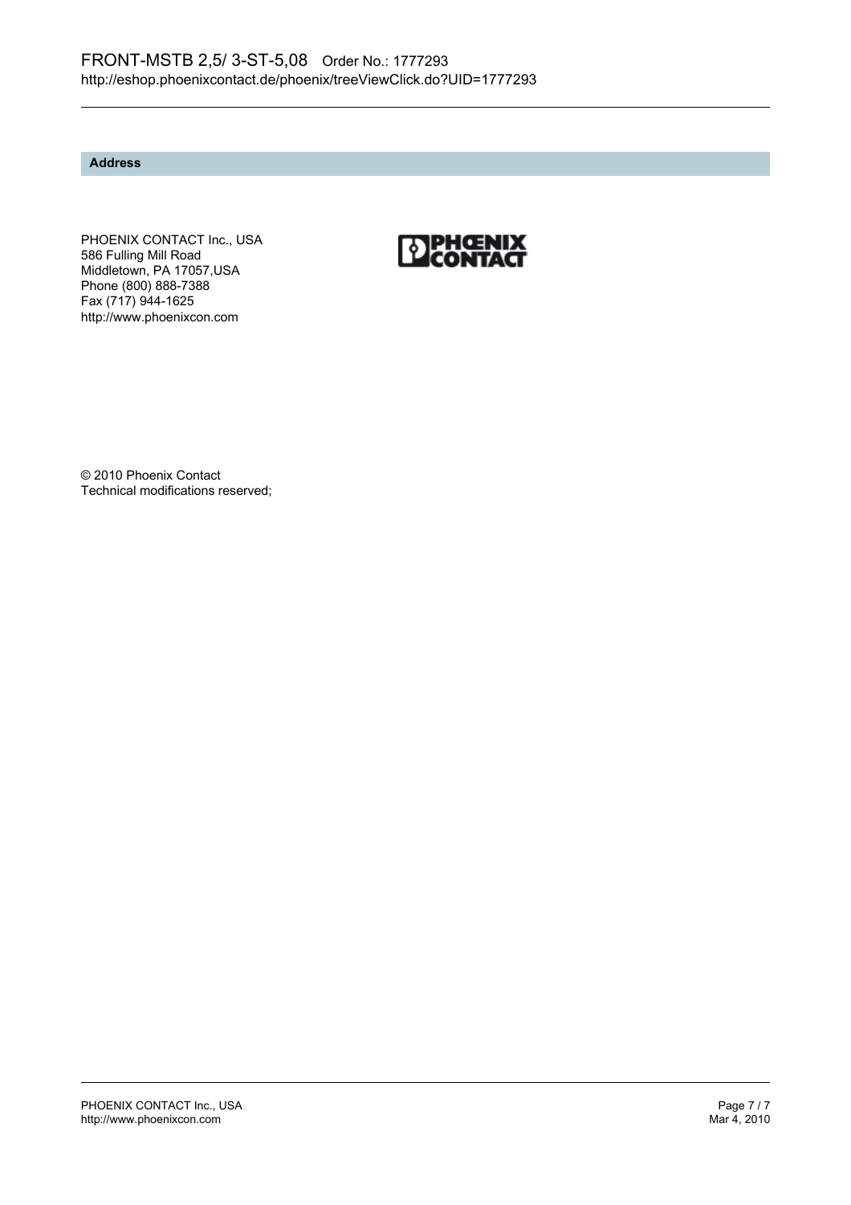## Address

PHOENIX CONTACT Inc., USA
586 Fulling Mill Road
Middletown, PA 17057,USA
Phone (800) 888-7388
Fax (717) 944-1625
http://www.phoenixcon.com

© 2010 Phoenix Contact
Technical modifications reserved;